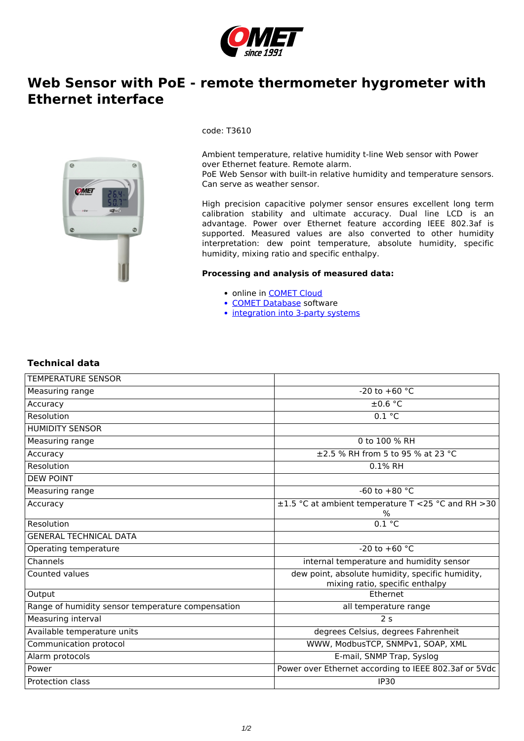# Web Sensor with PoE - remote thermometer hygrometer with Ethernet interface

code: T3610

Ambient temperature, relative humidity t-line Web sensor with Power over Ethernet feature. Remote alarm.
PoE Web Sensor with built-in relative humidity and temperature sensors. Can serve as weather sensor.

High precision capacitive polymer sensor ensures excellent long term calibration stability and ultimate accuracy. Dual line LCD is an advantage. Power over Ethernet feature according IEEE 802.3af is supported. Measured values are also converted to other humidity interpretation: dew point temperature, absolute humidity, specific humidity, mixing ratio and specific enthalpy.

**Processing and analysis of measured data:**

- online in COMET Cloud
- COMET Database software
- integration into 3-party systems

## Technical data

| TEMPERATURE SENSOR | |
|---|---|
| Measuring range | -20 to +60 °C |
| Accuracy | ±0.6 °C |
| Resolution | 0.1 °C |
| HUMIDITY SENSOR | |
| Measuring range | 0 to 100 % RH |
| Accuracy | ±2.5 % RH from 5 to 95 % at 23 °C |
| Resolution | 0.1% RH |
| DEW POINT | |
| Measuring range | -60 to +80 °C |
| Accuracy | ±1.5 °C at ambient temperature T <25 °C and RH >30 % |
| Resolution | 0.1 °C |
| GENERAL TECHNICAL DATA | |
| Operating temperature | -20 to +60 °C |
| Channels | internal temperature and humidity sensor |
| Counted values | dew point, absolute humidity, specific humidity, mixing ratio, specific enthalpy |
| Output | Ethernet |
| Range of humidity sensor temperature compensation | all temperature range |
| Measuring interval | 2 s |
| Available temperature units | degrees Celsius, degrees Fahrenheit |
| Communication protocol | WWW, ModbusTCP, SNMPv1, SOAP, XML |
| Alarm protocols | E-mail, SNMP Trap, Syslog |
| Power | Power over Ethernet according to IEEE 802.3af or 5Vdc |
| Protection class | IP30 |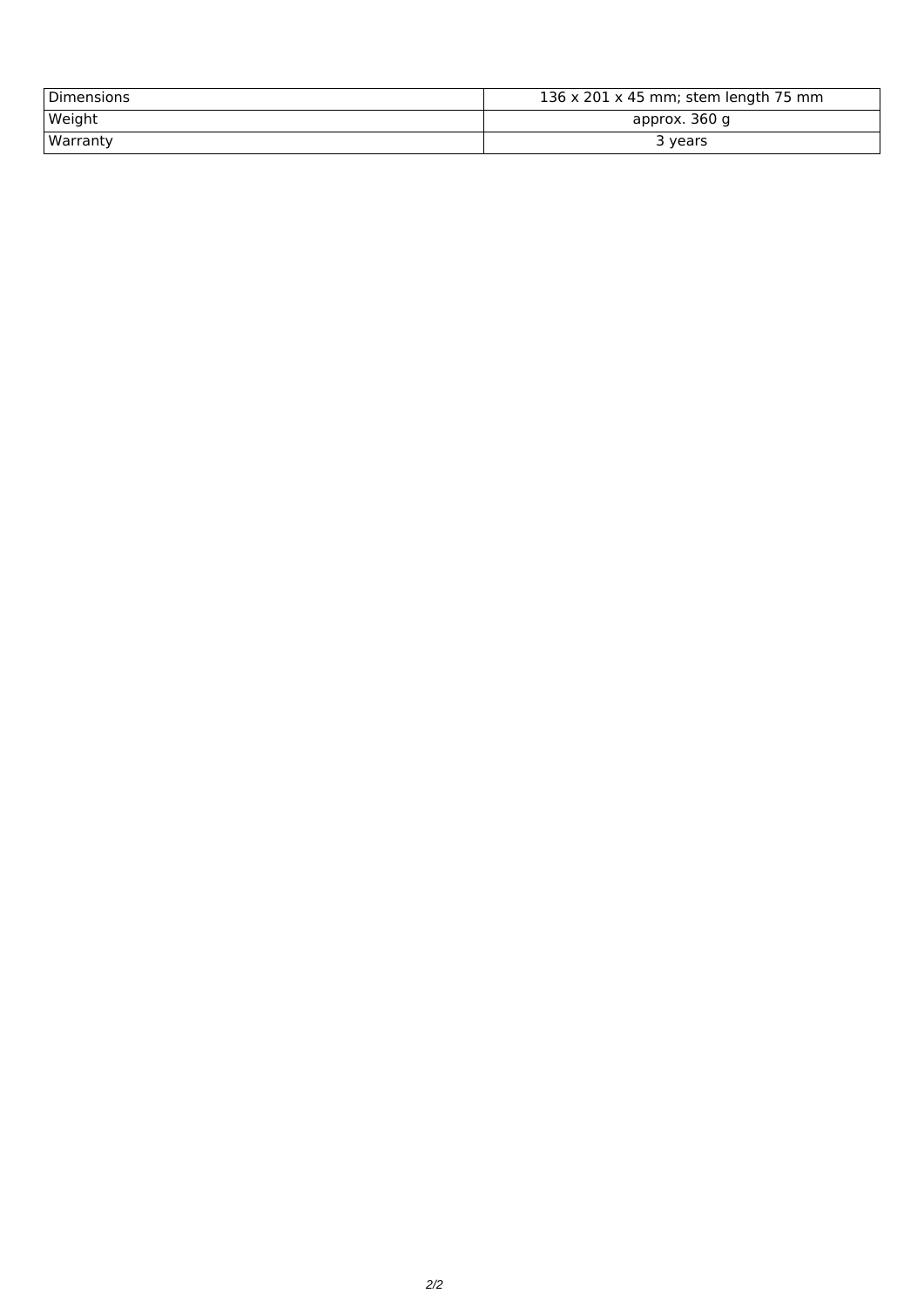| | |
|---|---|
| Dimensions | 136 x 201 x 45 mm; stem length 75 mm |
| Weight | approx. 360 g |
| Warranty | 3 years |